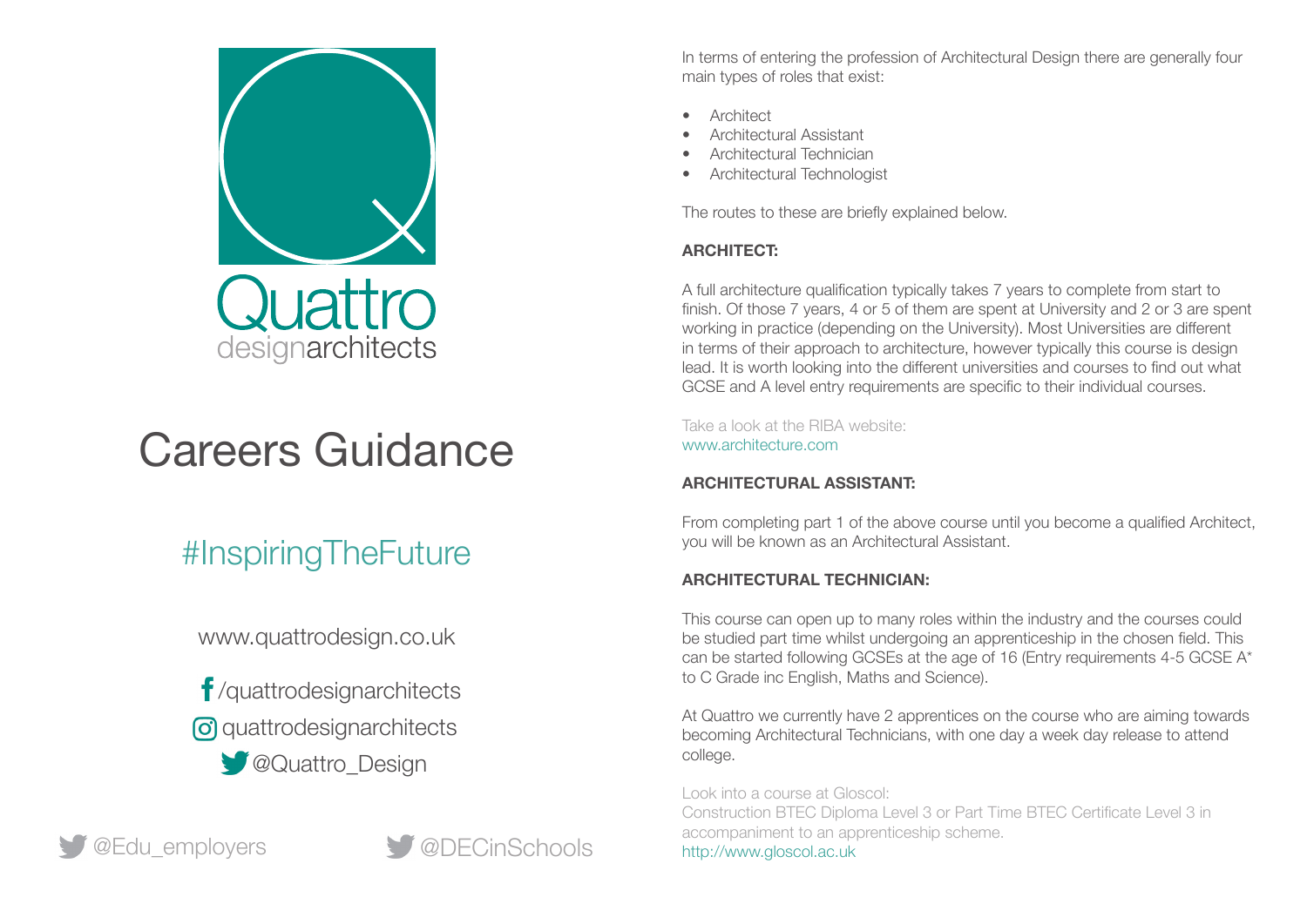Quattro
designarchitects

# Careers Guidance

#InspiringTheFuture

www.quattrodesign.co.uk

/quattrodesignarchitects

quattrodesignarchitects

@Quattro_Design

@Edu_employers

@DECinSchools

In terms of entering the profession of Architectural Design there are generally four main types of roles that exist:

- Architect
- Architectural Assistant
- Architectural Technician
- Architectural Technologist

The routes to these are briefly explained below.

**ARCHITECT:**

A full architecture qualification typically takes 7 years to complete from start to finish. Of those 7 years, 4 or 5 of them are spent at University and 2 or 3 are spent working in practice (depending on the University). Most Universities are different in terms of their approach to architecture, however typically this course is design lead. It is worth looking into the different universities and courses to find out what GCSE and A level entry requirements are specific to their individual courses.

Take a look at the RIBA website:
www.architecture.com

**ARCHITECTURAL ASSISTANT:**

From completing part 1 of the above course until you become a qualified Architect, you will be known as an Architectural Assistant.

**ARCHITECTURAL TECHNICIAN:**

This course can open up to many roles within the industry and the courses could be studied part time whilst undergoing an apprenticeship in the chosen field. This can be started following GCSEs at the age of 16 (Entry requirements 4-5 GCSE A* to C Grade inc English, Maths and Science).

At Quattro we currently have 2 apprentices on the course who are aiming towards becoming Architectural Technicians, with one day a week day release to attend college.

Look into a course at Gloscol:
Construction BTEC Diploma Level 3 or Part Time BTEC Certificate Level 3 in accompaniment to an apprenticeship scheme.
http://www.gloscol.ac.uk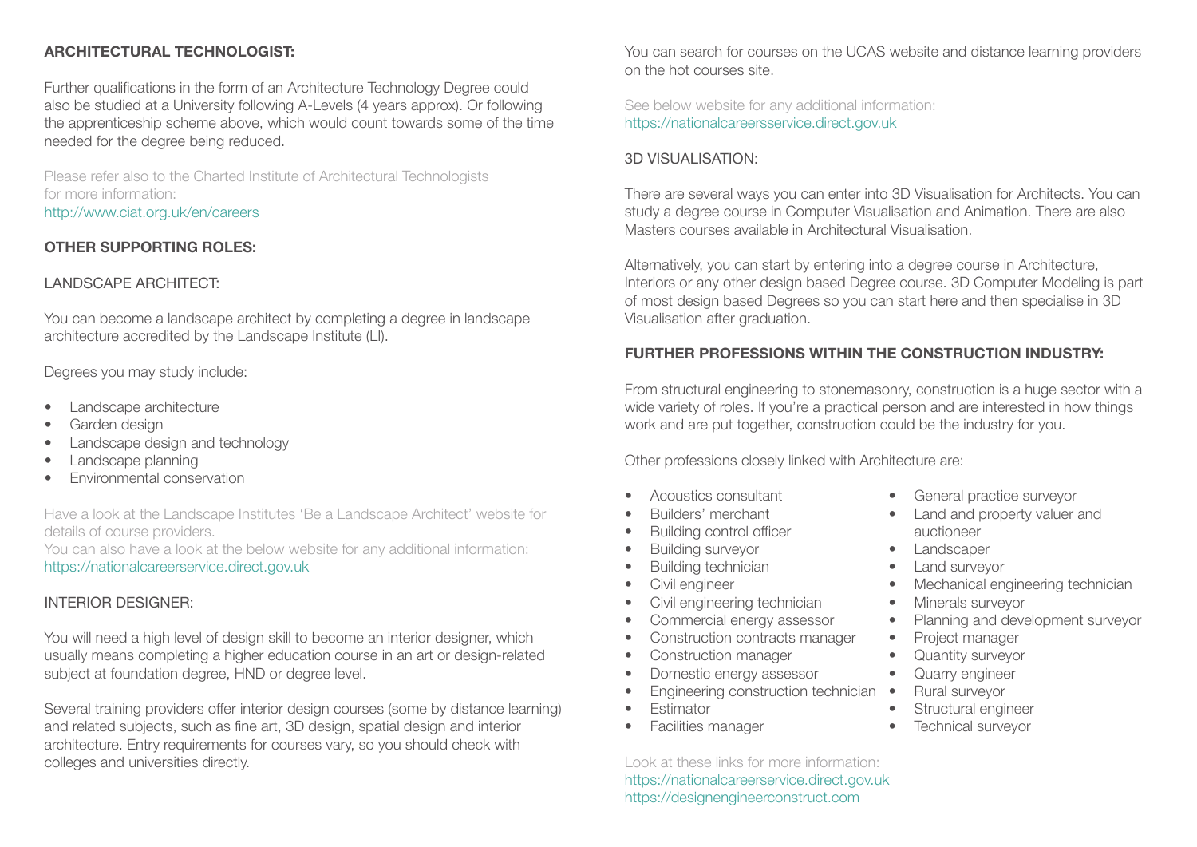## ARCHITECTURAL TECHNOLOGIST:

Further qualifications in the form of an Architecture Technology Degree could also be studied at a University following A-Levels (4 years approx). Or following the apprenticeship scheme above, which would count towards some of the time needed for the degree being reduced.

Please refer also to the Charted Institute of Architectural Technologists for more information:
http://www.ciat.org.uk/en/careers

## OTHER SUPPORTING ROLES:

### LANDSCAPE ARCHITECT:

You can become a landscape architect by completing a degree in landscape architecture accredited by the Landscape Institute (LI).

Degrees you may study include:

- Landscape architecture
- Garden design
- Landscape design and technology
- Landscape planning
- Environmental conservation

Have a look at the Landscape Institutes 'Be a Landscape Architect' website for details of course providers.
You can also have a look at the below website for any additional information:
https://nationalcareerservice.direct.gov.uk

### INTERIOR DESIGNER:

You will need a high level of design skill to become an interior designer, which usually means completing a higher education course in an art or design-related subject at foundation degree, HND or degree level.

Several training providers offer interior design courses (some by distance learning) and related subjects, such as fine art, 3D design, spatial design and interior architecture. Entry requirements for courses vary, so you should check with colleges and universities directly.

You can search for courses on the UCAS website and distance learning providers on the hot courses site.

See below website for any additional information:
https://nationalcareersservice.direct.gov.uk

### 3D VISUALISATION:

There are several ways you can enter into 3D Visualisation for Architects. You can study a degree course in Computer Visualisation and Animation. There are also Masters courses available in Architectural Visualisation.

Alternatively, you can start by entering into a degree course in Architecture, Interiors or any other design based Degree course. 3D Computer Modeling is part of most design based Degrees so you can start here and then specialise in 3D Visualisation after graduation.

## FURTHER PROFESSIONS WITHIN THE CONSTRUCTION INDUSTRY:

From structural engineering to stonemasonry, construction is a huge sector with a wide variety of roles. If you're a practical person and are interested in how things work and are put together, construction could be the industry for you.

Other professions closely linked with Architecture are:

- Acoustics consultant
- Builders' merchant
- Building control officer
- Building surveyor
- Building technician
- Civil engineer
- Civil engineering technician
- Commercial energy assessor
- Construction contracts manager
- Construction manager
- Domestic energy assessor
- Engineering construction technician
- Estimator
- Facilities manager
- General practice surveyor
- Land and property valuer and auctioneer
- Landscaper
- Land surveyor
- Mechanical engineering technician
- Minerals surveyor
- Planning and development surveyor
- Project manager
- Quantity surveyor
- Quarry engineer
- Rural surveyor
- Structural engineer
- Technical surveyor

Look at these links for more information:
https://nationalcareerservice.direct.gov.uk
https://designengineerconstruct.com